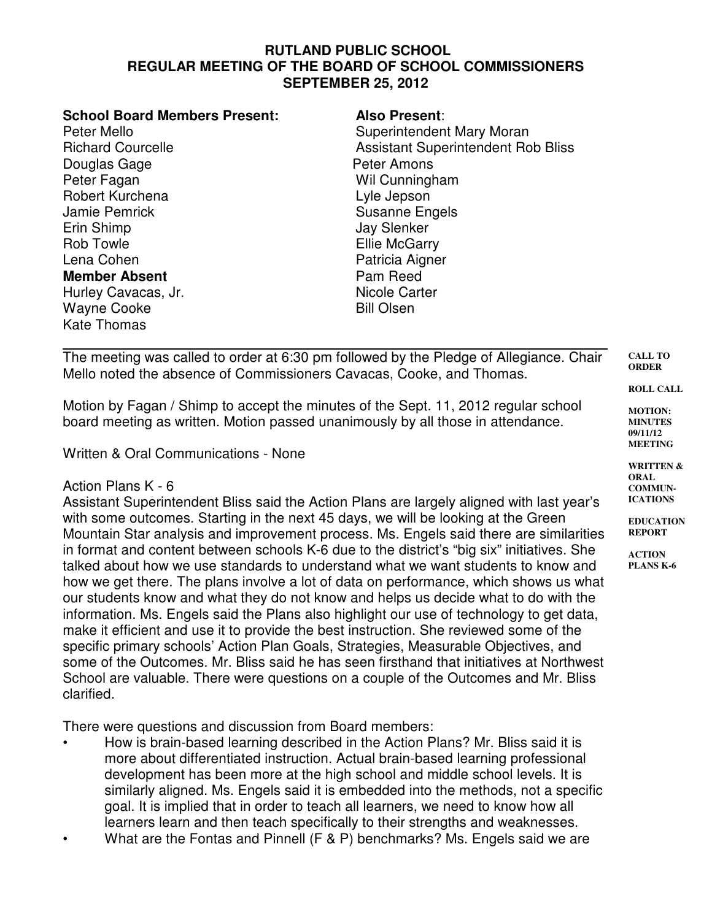**RUTLAND PUBLIC SCHOOL**
**REGULAR MEETING OF THE BOARD OF SCHOOL COMMISSIONERS**
**SEPTEMBER 25, 2012**

**School Board Members Present:**
Peter Mello
Richard Courcelle
Douglas Gage
Peter Fagan
Robert Kurchena
Jamie Pemrick
Erin Shimp
Rob Towle
Lena Cohen

**Member Absent**
Hurley Cavacas, Jr.
Wayne Cooke
Kate Thomas

**Also Present**:
Superintendent Mary Moran
Assistant Superintendent Rob Bliss
Peter Amons
Wil Cunningham
Lyle Jepson
Susanne Engels
Jay Slenker
Ellie McGarry
Patricia Aigner
Pam Reed
Nicole Carter
Bill Olsen

---

**CALL TO ORDER**

**ROLL CALL**

The meeting was called to order at 6:30 pm followed by the Pledge of Allegiance. Chair Mello noted the absence of Commissioners Cavacas, Cooke, and Thomas.

**MOTION: MINUTES 09/11/12 MEETING**

Motion by Fagan / Shimp to accept the minutes of the Sept. 11, 2012 regular school board meeting as written. Motion passed unanimously by all those in attendance.

**WRITTEN & ORAL COMMUNICATIONS**

Written & Oral Communications - None

**EDUCATION REPORT**

**ACTION PLANS K-6**

Action Plans K - 6
Assistant Superintendent Bliss said the Action Plans are largely aligned with last year's with some outcomes. Starting in the next 45 days, we will be looking at the Green Mountain Star analysis and improvement process. Ms. Engels said there are similarities in format and content between schools K-6 due to the district's "big six" initiatives. She talked about how we use standards to understand what we want students to know and how we get there. The plans involve a lot of data on performance, which shows us what our students know and what they do not know and helps us decide what to do with the information. Ms. Engels said the Plans also highlight our use of technology to get data, make it efficient and use it to provide the best instruction. She reviewed some of the specific primary schools' Action Plan Goals, Strategies, Measurable Objectives, and some of the Outcomes. Mr. Bliss said he has seen firsthand that initiatives at Northwest School are valuable. There were questions on a couple of the Outcomes and Mr. Bliss clarified.

There were questions and discussion from Board members:

- How is brain-based learning described in the Action Plans? Mr. Bliss said it is more about differentiated instruction. Actual brain-based learning professional development has been more at the high school and middle school levels. It is similarly aligned. Ms. Engels said it is embedded into the methods, not a specific goal. It is implied that in order to teach all learners, we need to know how all learners learn and then teach specifically to their strengths and weaknesses.
- What are the Fontas and Pinnell (F & P) benchmarks? Ms. Engels said we are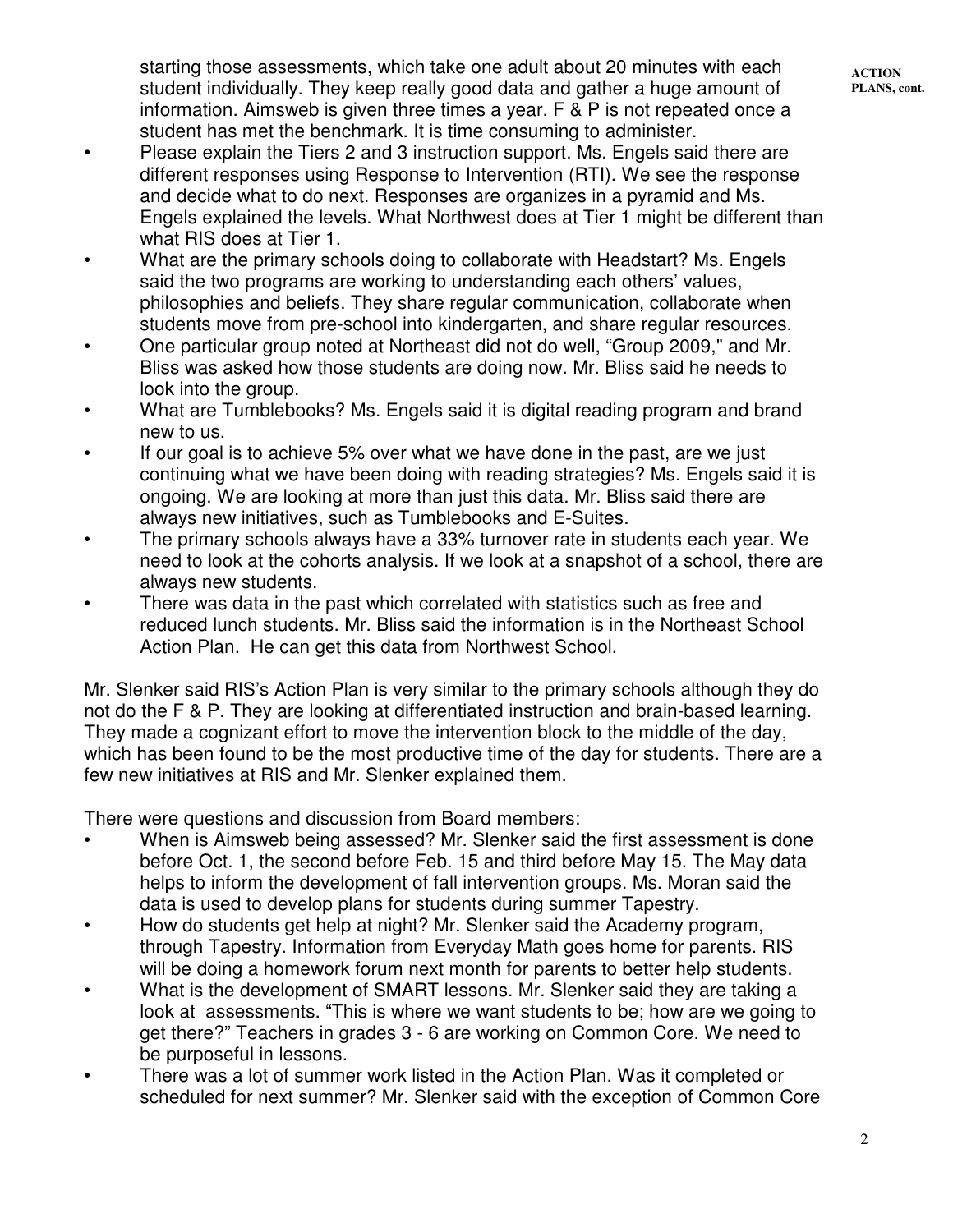**ACTION PLANS, cont.**

starting those assessments, which take one adult about 20 minutes with each student individually. They keep really good data and gather a huge amount of information. Aimsweb is given three times a year. F & P is not repeated once a student has met the benchmark. It is time consuming to administer.

- Please explain the Tiers 2 and 3 instruction support. Ms. Engels said there are different responses using Response to Intervention (RTI). We see the response and decide what to do next. Responses are organizes in a pyramid and Ms. Engels explained the levels. What Northwest does at Tier 1 might be different than what RIS does at Tier 1.
- What are the primary schools doing to collaborate with Headstart? Ms. Engels said the two programs are working to understanding each others' values, philosophies and beliefs. They share regular communication, collaborate when students move from pre-school into kindergarten, and share regular resources.
- One particular group noted at Northeast did not do well, "Group 2009," and Mr. Bliss was asked how those students are doing now. Mr. Bliss said he needs to look into the group.
- What are Tumblebooks? Ms. Engels said it is digital reading program and brand new to us.
- If our goal is to achieve 5% over what we have done in the past, are we just continuing what we have been doing with reading strategies? Ms. Engels said it is ongoing. We are looking at more than just this data. Mr. Bliss said there are always new initiatives, such as Tumblebooks and E-Suites.
- The primary schools always have a 33% turnover rate in students each year. We need to look at the cohorts analysis. If we look at a snapshot of a school, there are always new students.
- There was data in the past which correlated with statistics such as free and reduced lunch students. Mr. Bliss said the information is in the Northeast School Action Plan. He can get this data from Northwest School.

Mr. Slenker said RIS's Action Plan is very similar to the primary schools although they do not do the F & P. They are looking at differentiated instruction and brain-based learning. They made a cognizant effort to move the intervention block to the middle of the day, which has been found to be the most productive time of the day for students. There are a few new initiatives at RIS and Mr. Slenker explained them.

There were questions and discussion from Board members:

- When is Aimsweb being assessed? Mr. Slenker said the first assessment is done before Oct. 1, the second before Feb. 15 and third before May 15. The May data helps to inform the development of fall intervention groups. Ms. Moran said the data is used to develop plans for students during summer Tapestry.
- How do students get help at night? Mr. Slenker said the Academy program, through Tapestry. Information from Everyday Math goes home for parents. RIS will be doing a homework forum next month for parents to better help students.
- What is the development of SMART lessons. Mr. Slenker said they are taking a look at assessments. "This is where we want students to be; how are we going to get there?" Teachers in grades 3 - 6 are working on Common Core. We need to be purposeful in lessons.
- There was a lot of summer work listed in the Action Plan. Was it completed or scheduled for next summer? Mr. Slenker said with the exception of Common Core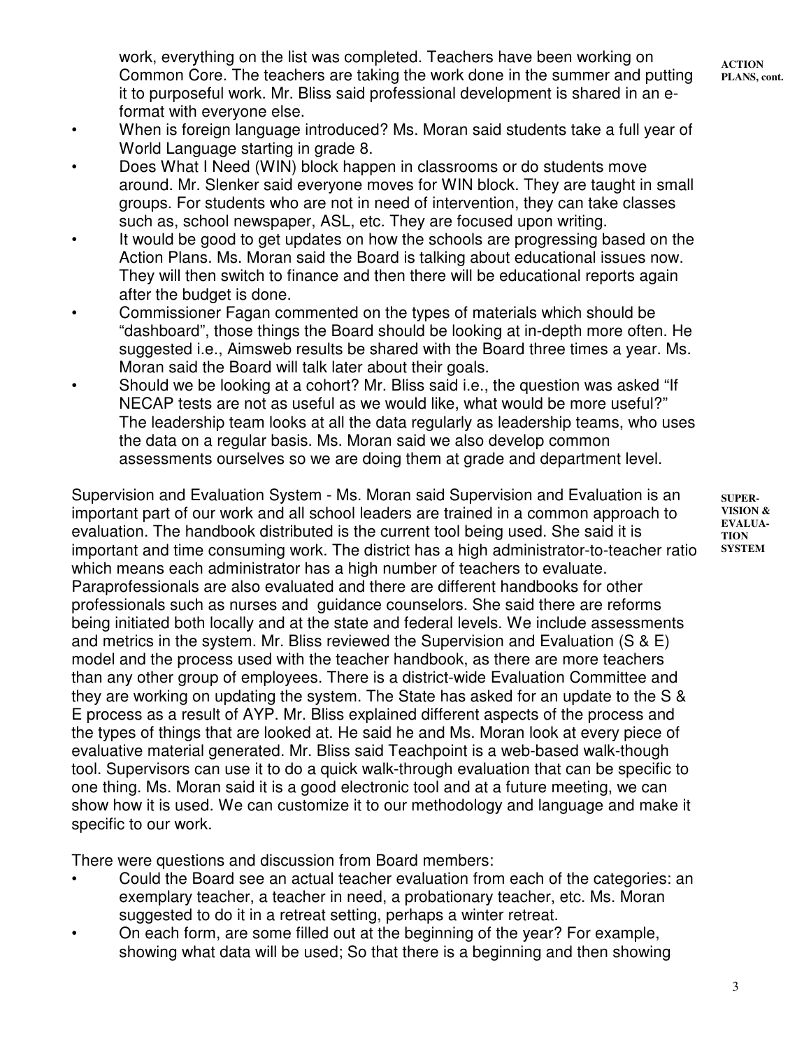work, everything on the list was completed. Teachers have been working on Common Core. The teachers are taking the work done in the summer and putting it to purposeful work. Mr. Bliss said professional development is shared in an e-format with everyone else.

**ACTION PLANS, cont.**

- When is foreign language introduced? Ms. Moran said students take a full year of World Language starting in grade 8.
- Does What I Need (WIN) block happen in classrooms or do students move around. Mr. Slenker said everyone moves for WIN block. They are taught in small groups. For students who are not in need of intervention, they can take classes such as, school newspaper, ASL, etc. They are focused upon writing.
- It would be good to get updates on how the schools are progressing based on the Action Plans. Ms. Moran said the Board is talking about educational issues now. They will then switch to finance and then there will be educational reports again after the budget is done.
- Commissioner Fagan commented on the types of materials which should be "dashboard", those things the Board should be looking at in-depth more often. He suggested i.e., Aimsweb results be shared with the Board three times a year. Ms. Moran said the Board will talk later about their goals.
- Should we be looking at a cohort? Mr. Bliss said i.e., the question was asked "If NECAP tests are not as useful as we would like, what would be more useful?" The leadership team looks at all the data regularly as leadership teams, who uses the data on a regular basis. Ms. Moran said we also develop common assessments ourselves so we are doing them at grade and department level.

**SUPERVISION & EVALUATION SYSTEM**

Supervision and Evaluation System - Ms. Moran said Supervision and Evaluation is an important part of our work and all school leaders are trained in a common approach to evaluation. The handbook distributed is the current tool being used. She said it is important and time consuming work. The district has a high administrator-to-teacher ratio which means each administrator has a high number of teachers to evaluate. Paraprofessionals are also evaluated and there are different handbooks for other professionals such as nurses and guidance counselors. She said there are reforms being initiated both locally and at the state and federal levels. We include assessments and metrics in the system. Mr. Bliss reviewed the Supervision and Evaluation (S & E) model and the process used with the teacher handbook, as there are more teachers than any other group of employees. There is a district-wide Evaluation Committee and they are working on updating the system. The State has asked for an update to the S & E process as a result of AYP. Mr. Bliss explained different aspects of the process and the types of things that are looked at. He said he and Ms. Moran look at every piece of evaluative material generated. Mr. Bliss said Teachpoint is a web-based walk-though tool. Supervisors can use it to do a quick walk-through evaluation that can be specific to one thing. Ms. Moran said it is a good electronic tool and at a future meeting, we can show how it is used. We can customize it to our methodology and language and make it specific to our work.

There were questions and discussion from Board members:

- Could the Board see an actual teacher evaluation from each of the categories: an exemplary teacher, a teacher in need, a probationary teacher, etc. Ms. Moran suggested to do it in a retreat setting, perhaps a winter retreat.
- On each form, are some filled out at the beginning of the year? For example, showing what data will be used; So that there is a beginning and then showing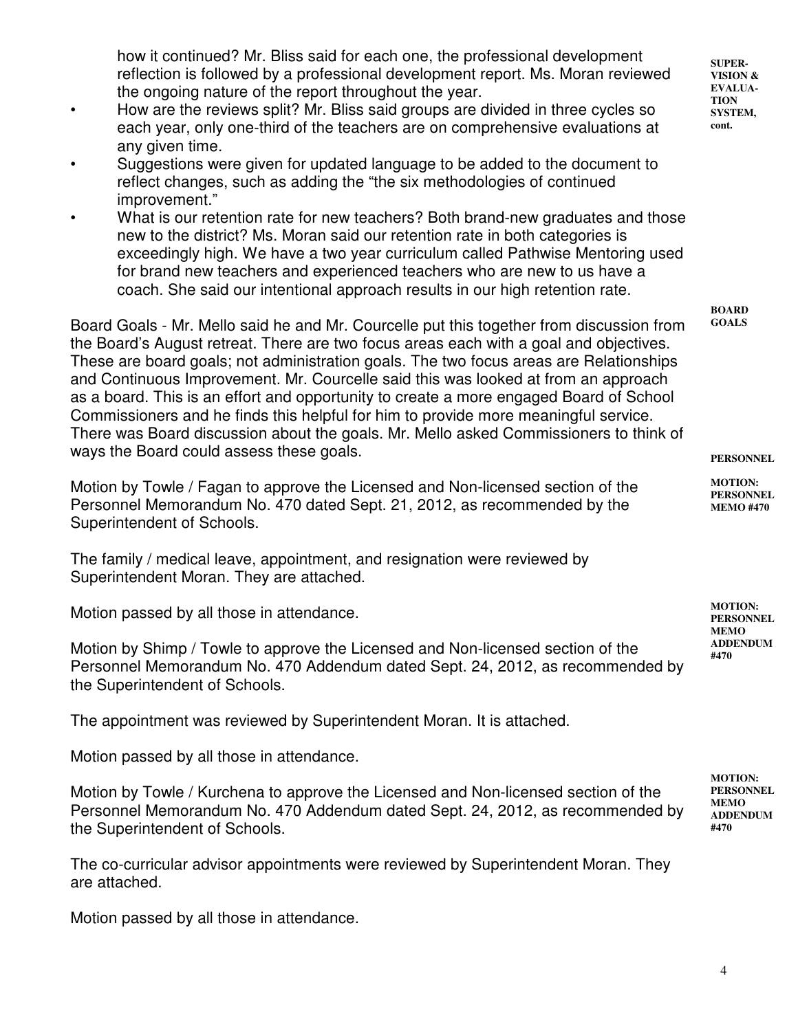how it continued? Mr. Bliss said for each one, the professional development reflection is followed by a professional development report. Ms. Moran reviewed the ongoing nature of the report throughout the year.

**SUPERVISION & EVALUATION SYSTEM, cont.**

- How are the reviews split? Mr. Bliss said groups are divided in three cycles so each year, only one-third of the teachers are on comprehensive evaluations at any given time.
- Suggestions were given for updated language to be added to the document to reflect changes, such as adding the “the six methodologies of continued improvement.”
- What is our retention rate for new teachers? Both brand-new graduates and those new to the district? Ms. Moran said our retention rate in both categories is exceedingly high. We have a two year curriculum called Pathwise Mentoring used for brand new teachers and experienced teachers who are new to us have a coach. She said our intentional approach results in our high retention rate.

**BOARD GOALS**

Board Goals - Mr. Mello said he and Mr. Courcelle put this together from discussion from the Board’s August retreat. There are two focus areas each with a goal and objectives. These are board goals; not administration goals. The two focus areas are Relationships and Continuous Improvement. Mr. Courcelle said this was looked at from an approach as a board. This is an effort and opportunity to create a more engaged Board of School Commissioners and he finds this helpful for him to provide more meaningful service. There was Board discussion about the goals. Mr. Mello asked Commissioners to think of ways the Board could assess these goals.

**PERSONNEL**

**MOTION: PERSONNEL MEMO #470**

Motion by Towle / Fagan to approve the Licensed and Non-licensed section of the Personnel Memorandum No. 470 dated Sept. 21, 2012, as recommended by the Superintendent of Schools.

The family / medical leave, appointment, and resignation were reviewed by Superintendent Moran. They are attached.

Motion passed by all those in attendance.

**MOTION: PERSONNEL MEMO ADDENDUM #470**

Motion by Shimp / Towle to approve the Licensed and Non-licensed section of the Personnel Memorandum No. 470 Addendum dated Sept. 24, 2012, as recommended by the Superintendent of Schools.

The appointment was reviewed by Superintendent Moran. It is attached.

Motion passed by all those in attendance.

**MOTION: PERSONNEL MEMO ADDENDUM #470**

Motion by Towle / Kurchena to approve the Licensed and Non-licensed section of the Personnel Memorandum No. 470 Addendum dated Sept. 24, 2012, as recommended by the Superintendent of Schools.

The co-curricular advisor appointments were reviewed by Superintendent Moran. They are attached.

Motion passed by all those in attendance.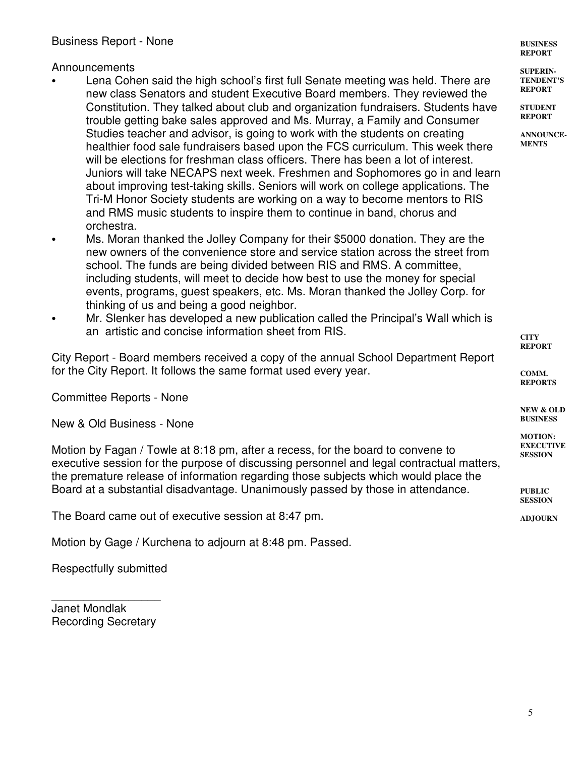Business Report - None

Announcements

- Lena Cohen said the high school's first full Senate meeting was held. There are new class Senators and student Executive Board members. They reviewed the Constitution. They talked about club and organization fundraisers. Students have trouble getting bake sales approved and Ms. Murray, a Family and Consumer Studies teacher and advisor, is going to work with the students on creating healthier food sale fundraisers based upon the FCS curriculum. This week there will be elections for freshman class officers. There has been a lot of interest. Juniors will take NECAPS next week. Freshmen and Sophomores go in and learn about improving test-taking skills. Seniors will work on college applications. The Tri-M Honor Society students are working on a way to become mentors to RIS and RMS music students to inspire them to continue in band, chorus and orchestra.
- Ms. Moran thanked the Jolley Company for their $5000 donation. They are the new owners of the convenience store and service station across the street from school. The funds are being divided between RIS and RMS. A committee, including students, will meet to decide how best to use the money for special events, programs, guest speakers, etc. Ms. Moran thanked the Jolley Corp. for thinking of us and being a good neighbor.
- Mr. Slenker has developed a new publication called the Principal's Wall which is an artistic and concise information sheet from RIS.

City Report - Board members received a copy of the annual School Department Report for the City Report. It follows the same format used every year.

Committee Reports - None

New & Old Business - None

Motion by Fagan / Towle at 8:18 pm, after a recess, for the board to convene to executive session for the purpose of discussing personnel and legal contractual matters, the premature release of information regarding those subjects which would place the Board at a substantial disadvantage. Unanimously passed by those in attendance.

The Board came out of executive session at 8:47 pm.

Motion by Gage / Kurchena to adjourn at 8:48 pm. Passed.

Respectfully submitted

\_\_\_\_\_\_\_\_\_\_\_\_\_\_\_\_\_\_

Janet Mondlak
Recording Secretary

**BUSINESS REPORT**

**SUPERINTENDENT'S REPORT**

**STUDENT REPORT**

**ANNOUNCEMENTS**

**CITY REPORT**

**COMM. REPORTS**

**NEW & OLD BUSINESS**

**MOTION: EXECUTIVE SESSION**

**PUBLIC SESSION**

**ADJOURN**